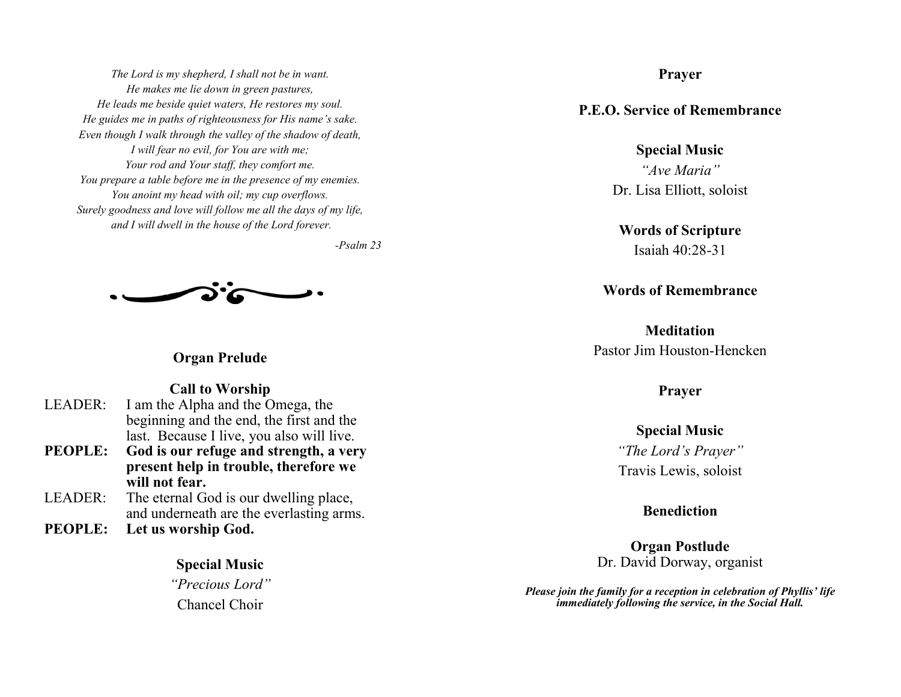*The Lord is my shepherd, I shall not be in want.*
*He makes me lie down in green pastures,*
*He leads me beside quiet waters, He restores my soul.*
*He guides me in paths of righteousness for His name's sake.*
*Even though I walk through the valley of the shadow of death,*
*I will fear no evil, for You are with me;*
*Your rod and Your staff, they comfort me.*
*You prepare a table before me in the presence of my enemies.*
*You anoint my head with oil; my cup overflows.*
*Surely goodness and love will follow me all the days of my life,*
*and I will dwell in the house of the Lord forever.*

*-Psalm 23*

**Organ Prelude**

**Call to Worship**

LEADER: I am the Alpha and the Omega, the beginning and the end, the first and the last. Because I live, you also will live.

**PEOPLE: God is our refuge and strength, a very present help in trouble, therefore we will not fear.**

LEADER: The eternal God is our dwelling place, and underneath are the everlasting arms.

**PEOPLE: Let us worship God.**

**Special Music**
*"Precious Lord"*
Chancel Choir

**Prayer**

**P.E.O. Service of Remembrance**

**Special Music**
*"Ave Maria"*
Dr. Lisa Elliott, soloist

**Words of Scripture**
Isaiah 40:28-31

**Words of Remembrance**

**Meditation**
Pastor Jim Houston-Hencken

**Prayer**

**Special Music**
*"The Lord's Prayer"*
Travis Lewis, soloist

**Benediction**

**Organ Postlude**
Dr. David Dorway, organist

***Please join the family for a reception in celebration of Phyllis' life immediately following the service, in the Social Hall.***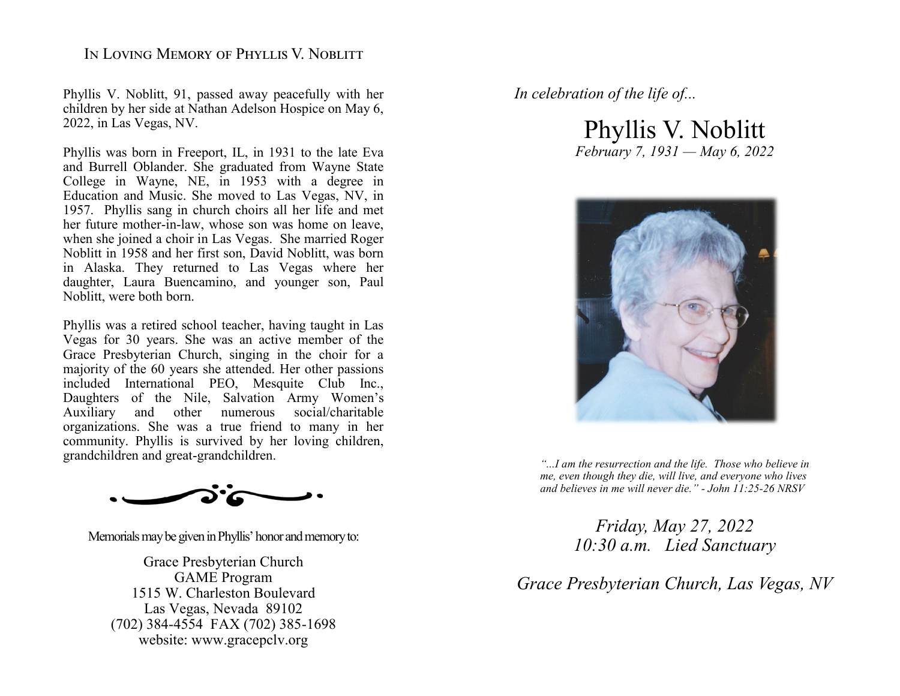## In Loving Memory of Phyllis V. Noblitt

Phyllis V. Noblitt, 91, passed away peacefully with her children by her side at Nathan Adelson Hospice on May 6, 2022, in Las Vegas, NV.

Phyllis was born in Freeport, IL, in 1931 to the late Eva and Burrell Oblander. She graduated from Wayne State College in Wayne, NE, in 1953 with a degree in Education and Music. She moved to Las Vegas, NV, in 1957. Phyllis sang in church choirs all her life and met her future mother-in-law, whose son was home on leave, when she joined a choir in Las Vegas. She married Roger Noblitt in 1958 and her first son, David Noblitt, was born in Alaska. They returned to Las Vegas where her daughter, Laura Buencamino, and younger son, Paul Noblitt, were both born.

Phyllis was a retired school teacher, having taught in Las Vegas for 30 years. She was an active member of the Grace Presbyterian Church, singing in the choir for a majority of the 60 years she attended. Her other passions included International PEO, Mesquite Club Inc., Daughters of the Nile, Salvation Army Women's Auxiliary and other numerous social/charitable organizations. She was a true friend to many in her community. Phyllis is survived by her loving children, grandchildren and great-grandchildren.

Memorials may be given in Phyllis' honor and memory to:

Grace Presbyterian Church
GAME Program
1515 W. Charleston Boulevard
Las Vegas, Nevada 89102
(702) 384-4554 FAX (702) 385-1698
website: www.gracepclv.org

*In celebration of the life of...*

# Phyllis V. Noblitt

*February 7, 1931 — May 6, 2022*

*"...I am the resurrection and the life. Those who believe in me, even though they die, will live, and everyone who lives and believes in me will never die." - John 11:25-26 NRSV*

*Friday, May 27, 2022*
*10:30 a.m. Lied Sanctuary*

*Grace Presbyterian Church, Las Vegas, NV*